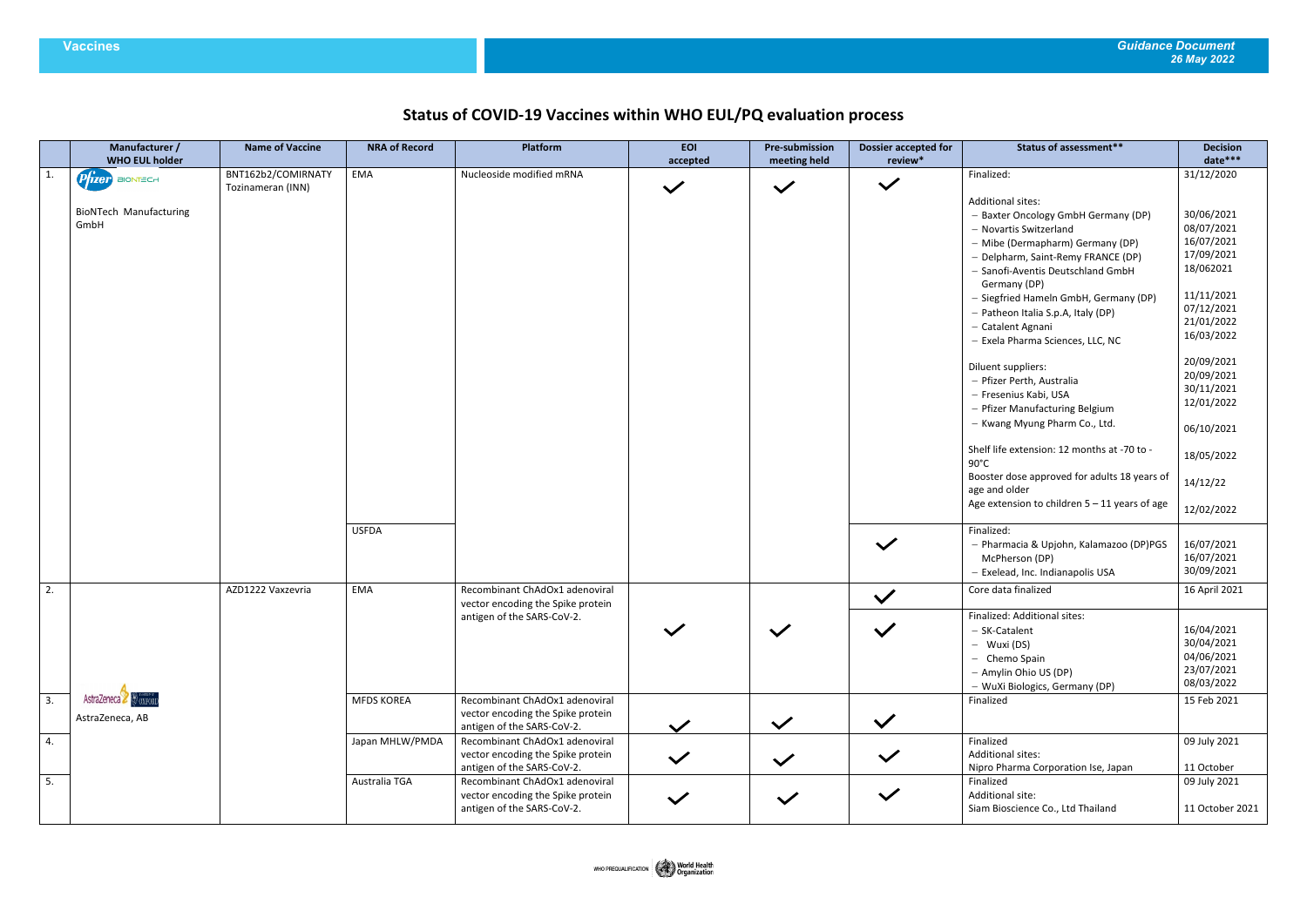## Status of COVID-19 Vaccines within WHO EUL/PQ evaluation process

| | Manufacturer / WHO EUL holder | Name of Vaccine | NRA of Record | Platform | EOI accepted | Pre-submission meeting held | Dossier accepted for review* | Status of assessment** | Decision date*** |
|---|---|---|---|---|---|---|---|---|---|
| 1. | Pfizer BIONTECH<br><br>BioNTech Manufacturing GmbH | BNT162b2/COMIRNATY Tozinameran (INN) | EMA | Nucleoside modified mRNA | ✓ | ✓ | ✓ | Finalized:<br><br>Additional sites:<br>– Baxter Oncology GmbH Germany (DP)<br>– Novartis Switzerland<br>– Mibe (Dermapharm) Germany (DP)<br>– Delpharm, Saint-Remy FRANCE (DP)<br>– Sanofi-Aventis Deutschland GmbH Germany (DP)<br>– Siegfried Hameln GmbH, Germany (DP)<br>– Patheon Italia S.p.A, Italy (DP)<br>– Catalent Agnani<br>– Exela Pharma Sciences, LLC, NC<br><br>Diluent suppliers:<br>– Pfizer Perth, Australia<br>– Fresenius Kabi, USA<br>– Pfizer Manufacturing Belgium<br>– Kwang Myung Pharm Co., Ltd.<br><br>Shelf life extension: 12 months at -70 to -90°C<br>Booster dose approved for adults 18 years of age and older<br>Age extension to children 5 – 11 years of age | 31/12/2020<br><br><br>30/06/2021<br>08/07/2021<br>16/07/2021<br>17/09/2021<br>18/062021<br><br>11/11/2021<br>07/12/2021<br>21/01/2022<br>16/03/2022<br><br>20/09/2021<br>20/09/2021<br>30/11/2021<br>12/01/2022<br><br>06/10/2021<br><br>18/05/2022<br><br>14/12/22<br><br>12/02/2022 |
| | | | USFDA | | | | ✓ | Finalized:<br>– Pharmacia & Upjohn, Kalamazoo (DP)PGS McPherson (DP)<br>– Exelead, Inc. Indianapolis USA | <br>16/07/2021<br>16/07/2021<br>30/09/2021 |
| 2. | AstraZeneca / University of Oxford<br><br>AstraZeneca, AB | AZD1222 Vaxzevria | EMA | Recombinant ChAdOx1 adenoviral vector encoding the Spike protein antigen of the SARS-CoV-2. | ✓ | ✓ | ✓ | Core data finalized | 16 April 2021 |
| | | | | | | | ✓ | Finalized: Additional sites:<br>– SK-Catalent<br>– Wuxi (DS)<br>– Chemo Spain<br>– Amylin Ohio US (DP)<br>– WuXi Biologics, Germany (DP) | <br>16/04/2021<br>30/04/2021<br>04/06/2021<br>23/07/2021<br>08/03/2022 |
| 3. | | | MFDS KOREA | Recombinant ChAdOx1 adenoviral vector encoding the Spike protein antigen of the SARS-CoV-2. | ✓ | ✓ | ✓ | Finalized | 15 Feb 2021 |
| 4. | | | Japan MHLW/PMDA | Recombinant ChAdOx1 adenoviral vector encoding the Spike protein antigen of the SARS-CoV-2. | ✓ | ✓ | ✓ | Finalized<br>Additional sites:<br>Nipro Pharma Corporation Ise, Japan | 09 July 2021<br><br>11 October |
| 5. | | | Australia TGA | Recombinant ChAdOx1 adenoviral vector encoding the Spike protein antigen of the SARS-CoV-2. | ✓ | ✓ | ✓ | Finalized<br>Additional site:<br>Siam Bioscience Co., Ltd Thailand | 09 July 2021<br><br>11 October 2021 |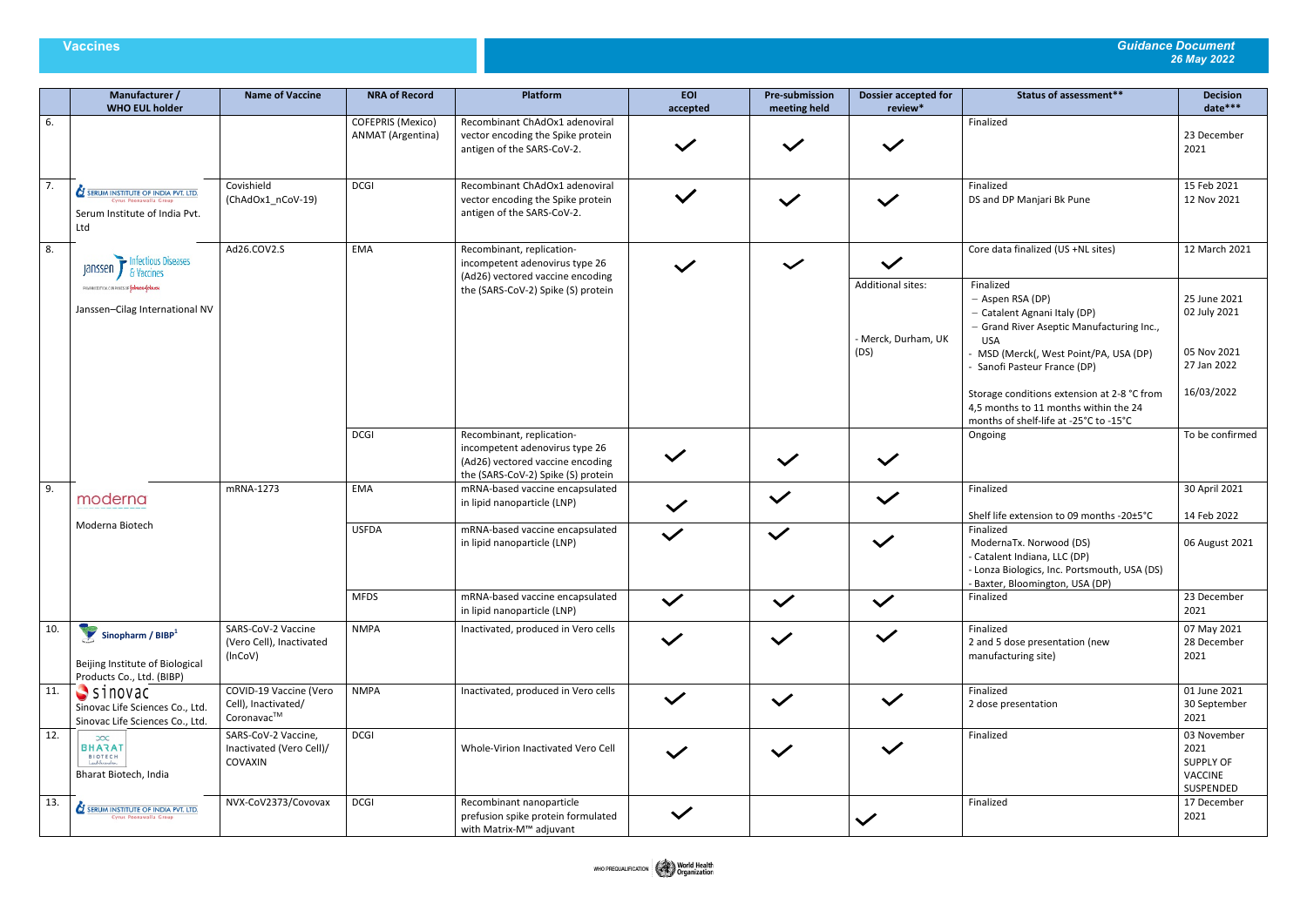| | Manufacturer / WHO EUL holder | Name of Vaccine | NRA of Record | Platform | EOI accepted | Pre-submission meeting held | Dossier accepted for review* | Status of assessment** | Decision date*** |
|---|---|---|---|---|---|---|---|---|---|
| 6. | | | COFEPRIS (Mexico) ANMAT (Argentina) | Recombinant ChAdOx1 adenoviral vector encoding the Spike protein antigen of the SARS-CoV-2. | ✓ | ✓ | ✓ | Finalized | 23 December 2021 |
| 7. | SERUM INSTITUTE OF INDIA PVT. LTD. Cyrus Poonawalla Group<br>Serum Institute of India Pvt. Ltd | Covishield (ChAdOx1_nCoV-19) | DCGI | Recombinant ChAdOx1 adenoviral vector encoding the Spike protein antigen of the SARS-CoV-2. | ✓ | ✓ | ✓ | Finalized<br>DS and DP Manjari Bk Pune | 15 Feb 2021<br>12 Nov 2021 |
| 8. | Janssen Infectious Diseases & Vaccines<br>Janssen–Cilag International NV | Ad26.COV2.S | EMA | Recombinant, replication-incompetent adenovirus type 26 (Ad26) vectored vaccine encoding the (SARS-CoV-2) Spike (S) protein | ✓ | ✓ | ✓ | Core data finalized (US +NL sites) | 12 March 2021 |
| | | | | | | | Additional sites:<br><br>- Merck, Durham, UK (DS) | Finalized<br>– Aspen RSA (DP)<br>– Catalent Agnani Italy (DP)<br>– Grand River Aseptic Manufacturing Inc., USA<br>- MSD (Merck(, West Point/PA, USA (DP)<br>- Sanofi Pasteur France (DP)<br><br>Storage conditions extension at 2-8 °C from 4,5 months to 11 months within the 24 months of shelf-life at -25°C to -15°C | 25 June 2021<br>02 July 2021<br><br>05 Nov 2021<br>27 Jan 2022<br><br>16/03/2022 |
| | | | DCGI | Recombinant, replication-incompetent adenovirus type 26 (Ad26) vectored vaccine encoding the (SARS-CoV-2) Spike (S) protein | ✓ | ✓ | ✓ | Ongoing | To be confirmed |
| 9. | moderna<br>Moderna Biotech | mRNA-1273 | EMA | mRNA-based vaccine encapsulated in lipid nanoparticle (LNP) | ✓ | ✓ | ✓ | Finalized<br><br>Shelf life extension to 09 months -20±5°C | 30 April 2021<br><br>14 Feb 2022 |
| | | | USFDA | mRNA-based vaccine encapsulated in lipid nanoparticle (LNP) | ✓ | ✓ | ✓ | Finalized<br>ModernaTx. Norwood (DS)<br>- Catalent Indiana, LLC (DP)<br>- Lonza Biologics, Inc. Portsmouth, USA (DS)<br>- Baxter, Bloomington, USA (DP) | 06 August 2021 |
| | | | MFDS | mRNA-based vaccine encapsulated in lipid nanoparticle (LNP) | ✓ | ✓ | ✓ | Finalized | 23 December 2021 |
| 10. | Sinopharm / BIBP[1]<br>Beijing Institute of Biological Products Co., Ltd. (BIBP) | SARS-CoV-2 Vaccine (Vero Cell), Inactivated (InCoV) | NMPA | Inactivated, produced in Vero cells | ✓ | ✓ | ✓ | Finalized<br>2 and 5 dose presentation (new manufacturing site) | 07 May 2021<br>28 December 2021 |
| 11. | sinovac<br>Sinovac Life Sciences Co., Ltd.<br>Sinovac Life Sciences Co., Ltd. | COVID-19 Vaccine (Vero Cell), Inactivated/ Coronavac™ | NMPA | Inactivated, produced in Vero cells | ✓ | ✓ | ✓ | Finalized<br>2 dose presentation | 01 June 2021<br>30 September 2021 |
| 12. | BHARAT BIOTECH<br>Bharat Biotech, India | SARS-CoV-2 Vaccine, Inactivated (Vero Cell)/ COVAXIN | DCGI | Whole-Virion Inactivated Vero Cell | ✓ | ✓ | ✓ | Finalized | 03 November 2021<br>SUPPLY OF VACCINE SUSPENDED |
| 13. | SERUM INSTITUTE OF INDIA PVT. LTD. Cyrus Poonawalla Group | NVX-CoV2373/Covovax | DCGI | Recombinant nanoparticle prefusion spike protein formulated with Matrix-M™ adjuvant | ✓ | | ✓ | Finalized | 17 December 2021 |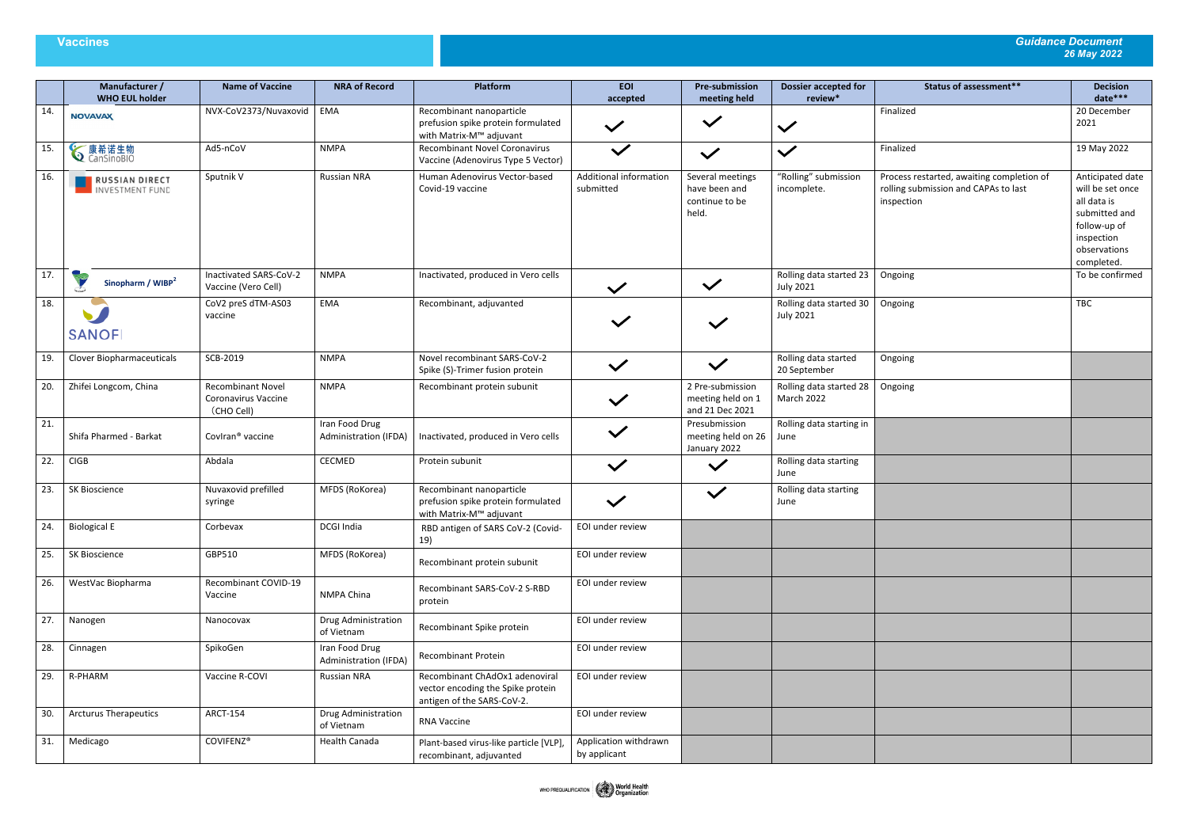| | Manufacturer / WHO EUL holder | Name of Vaccine | NRA of Record | Platform | EOI accepted | Pre-submission meeting held | Dossier accepted for review* | Status of assessment** | Decision date*** |
|---|---|---|---|---|---|---|---|---|---|
| 14. | NOVAVAX | NVX-CoV2373/Nuvaxovid | EMA | Recombinant nanoparticle prefusion spike protein formulated with Matrix-M™ adjuvant | ✓ | ✓ | ✓ | Finalized | 20 December 2021 |
| 15. | 康希诺生物 CanSinoBIO | Ad5-nCoV | NMPA | Recombinant Novel Coronavirus Vaccine (Adenovirus Type 5 Vector) | ✓ | ✓ | ✓ | Finalized | 19 May 2022 |
| 16. | RUSSIAN DIRECT INVESTMENT FUND | Sputnik V | Russian NRA | Human Adenovirus Vector-based Covid-19 vaccine | Additional information submitted | Several meetings have been and continue to be held. | "Rolling" submission incomplete. | Process restarted, awaiting completion of rolling submission and CAPAs to last inspection | Anticipated date will be set once all data is submitted and follow-up of inspection observations completed. |
| 17. | Sinopharm / WIBP[2] | Inactivated SARS-CoV-2 Vaccine (Vero Cell) | NMPA | Inactivated, produced in Vero cells | ✓ | ✓ | Rolling data started 23 July 2021 | Ongoing | To be confirmed |
| 18. | SANOFI | CoV2 preS dTM-AS03 vaccine | EMA | Recombinant, adjuvanted | ✓ | ✓ | Rolling data started 30 July 2021 | Ongoing | TBC |
| 19. | Clover Biopharmaceuticals | SCB-2019 | NMPA | Novel recombinant SARS-CoV-2 Spike (S)-Trimer fusion protein | ✓ | ✓ | Rolling data started 20 September | Ongoing | |
| 20. | Zhifei Longcom, China | Recombinant Novel Coronavirus Vaccine (CHO Cell) | NMPA | Recombinant protein subunit | ✓ | 2 Pre-submission meeting held on 1 and 21 Dec 2021 | Rolling data started 28 March 2022 | Ongoing | |
| 21. | Shifa Pharmed - Barkat | CovIran® vaccine | Iran Food Drug Administration (IFDA) | Inactivated, produced in Vero cells | ✓ | Presubmission meeting held on 26 January 2022 | Rolling data starting in June | | |
| 22. | CIGB | Abdala | CECMED | Protein subunit | ✓ | ✓ | Rolling data starting June | | |
| 23. | SK Bioscience | Nuvaxovid prefilled syringe | MFDS (RoKorea) | Recombinant nanoparticle prefusion spike protein formulated with Matrix-M™ adjuvant | ✓ | ✓ | Rolling data starting June | | |
| 24. | Biological E | Corbevax | DCGI India | RBD antigen of SARS CoV-2 (Covid-19) | EOI under review | | | | |
| 25. | SK Bioscience | GBP510 | MFDS (RoKorea) | Recombinant protein subunit | EOI under review | | | | |
| 26. | WestVac Biopharma | Recombinant COVID-19 Vaccine | NMPA China | Recombinant SARS-CoV-2 S-RBD protein | EOI under review | | | | |
| 27. | Nanogen | Nanocovax | Drug Administration of Vietnam | Recombinant Spike protein | EOI under review | | | | |
| 28. | Cinnagen | SpikoGen | Iran Food Drug Administration (IFDA) | Recombinant Protein | EOI under review | | | | |
| 29. | R-PHARM | Vaccine R-COVI | Russian NRA | Recombinant ChAdOx1 adenoviral vector encoding the Spike protein antigen of the SARS-CoV-2. | EOI under review | | | | |
| 30. | Arcturus Therapeutics | ARCT-154 | Drug Administration of Vietnam | RNA Vaccine | EOI under review | | | | |
| 31. | Medicago | COVIFENZ® | Health Canada | Plant-based virus-like particle [VLP], recombinant, adjuvanted | Application withdrawn by applicant | | | | |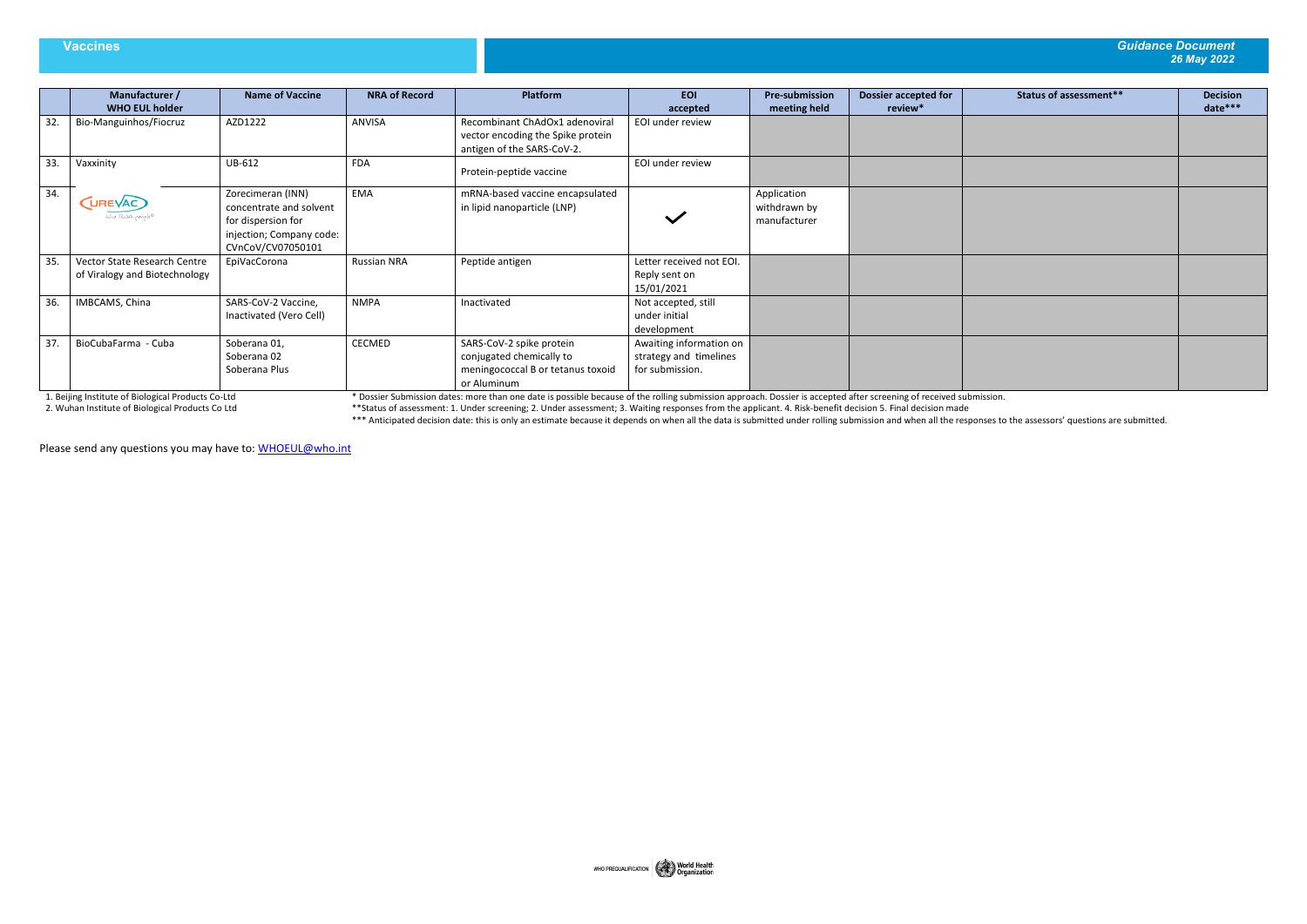| | Manufacturer / WHO EUL holder | Name of Vaccine | NRA of Record | Platform | EOI accepted | Pre-submission meeting held | Dossier accepted for review* | Status of assessment** | Decision date*** |
|---|---|---|---|---|---|---|---|---|---|
| 32. | Bio-Manguinhos/Fiocruz | AZD1222 | ANVISA | Recombinant ChAdOx1 adenoviral vector encoding the Spike protein antigen of the SARS-CoV-2. | EOI under review | | | | |
| 33. | Vaxxinity | UB-612 | FDA | Protein-peptide vaccine | EOI under review | | | | |
| 34. | CUREVAC | Zorecimeran (INN) concentrate and solvent for dispersion for injection; Company code: CVnCoV/CV07050101 | EMA | mRNA-based vaccine encapsulated in lipid nanoparticle (LNP) | ✓ | Application withdrawn by manufacturer | | | |
| 35. | Vector State Research Centre of Viralogy and Biotechnology | EpiVacCorona | Russian NRA | Peptide antigen | Letter received not EOI. Reply sent on 15/01/2021 | | | | |
| 36. | IMBCAMS, China | SARS-CoV-2 Vaccine, Inactivated (Vero Cell) | NMPA | Inactivated | Not accepted, still under initial development | | | | |
| 37. | BioCubaFarma - Cuba | Soberana 01, Soberana 02 Soberana Plus | CECMED | SARS-CoV-2 spike protein conjugated chemically to meningococcal B or tetanus toxoid or Aluminum | Awaiting information on strategy and timelines for submission. | | | | |

1. Beijing Institute of Biological Products Co-Ltd
2. Wuhan Institute of Biological Products Co Ltd

* Dossier Submission dates: more than one date is possible because of the rolling submission approach. Dossier is accepted after screening of received submission.

**Status of assessment: 1. Under screening; 2. Under assessment; 3. Waiting responses from the applicant. 4. Risk-benefit decision 5. Final decision made

*** Anticipated decision date: this is only an estimate because it depends on when all the data is submitted under rolling submission and when all the responses to the assessors' questions are submitted.

Please send any questions you may have to: [WHOEUL@who.int](mailto:WHOEUL@who.int)